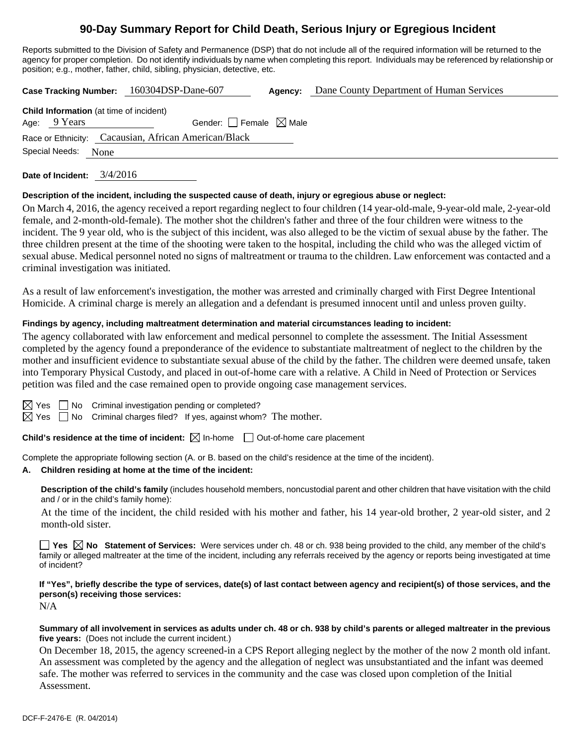# 90-Day Summary Report for Child Death, Serious Injury or Egregious Incident

Reports submitted to the Division of Safety and Permanence (DSP) that do not include all of the required information will be returned to the agency for proper completion. Do not identify individuals by name when completing this report. Individuals may be referenced by relationship or position; e.g., mother, father, child, sibling, physician, detective, etc.

**Case Tracking Number:** 160304DSP-Dane-607 **Agency:** Dane County Department of Human Services

**Child Information** (at time of incident)

Age: 9 Years Gender: ☐ Female ☒ Male

Race or Ethnicity: Cacausian, African American/Black

Special Needs: None

**Date of Incident:** 3/4/2016

**Description of the incident, including the suspected cause of death, injury or egregious abuse or neglect:**

On March 4, 2016, the agency received a report regarding neglect to four children (14 year-old-male, 9-year-old male, 2-year-old female, and 2-month-old-female). The mother shot the children's father and three of the four children were witness to the incident. The 9 year old, who is the subject of this incident, was also alleged to be the victim of sexual abuse by the father. The three children present at the time of the shooting were taken to the hospital, including the child who was the alleged victim of sexual abuse. Medical personnel noted no signs of maltreatment or trauma to the children. Law enforcement was contacted and a criminal investigation was initiated.

As a result of law enforcement's investigation, the mother was arrested and criminally charged with First Degree Intentional Homicide. A criminal charge is merely an allegation and a defendant is presumed innocent until and unless proven guilty.

**Findings by agency, including maltreatment determination and material circumstances leading to incident:**

The agency collaborated with law enforcement and medical personnel to complete the assessment. The Initial Assessment completed by the agency found a preponderance of the evidence to substantiate maltreatment of neglect to the children by the mother and insufficient evidence to substantiate sexual abuse of the child by the father. The children were deemed unsafe, taken into Temporary Physical Custody, and placed in out-of-home care with a relative. A Child in Need of Protection or Services petition was filed and the case remained open to provide ongoing case management services.

☒ Yes ☐ No Criminal investigation pending or completed?

☒ Yes ☐ No Criminal charges filed? If yes, against whom? The mother.

**Child's residence at the time of incident:** ☒ In-home ☐ Out-of-home care placement

Complete the appropriate following section (A. or B. based on the child's residence at the time of the incident).

**A. Children residing at home at the time of the incident:**

**Description of the child's family** (includes household members, noncustodial parent and other children that have visitation with the child and / or in the child's family home):

At the time of the incident, the child resided with his mother and father, his 14 year-old brother, 2 year-old sister, and 2 month-old sister.

☐ **Yes** ☒ **No Statement of Services:** Were services under ch. 48 or ch. 938 being provided to the child, any member of the child's family or alleged maltreater at the time of the incident, including any referrals received by the agency or reports being investigated at time of incident?

**If "Yes", briefly describe the type of services, date(s) of last contact between agency and recipient(s) of those services, and the person(s) receiving those services:**

N/A

**Summary of all involvement in services as adults under ch. 48 or ch. 938 by child's parents or alleged maltreater in the previous five years:** (Does not include the current incident.)

On December 18, 2015, the agency screened-in a CPS Report alleging neglect by the mother of the now 2 month old infant. An assessment was completed by the agency and the allegation of neglect was unsubstantiated and the infant was deemed safe. The mother was referred to services in the community and the case was closed upon completion of the Initial Assessment.

DCF-F-2476-E (R. 04/2014)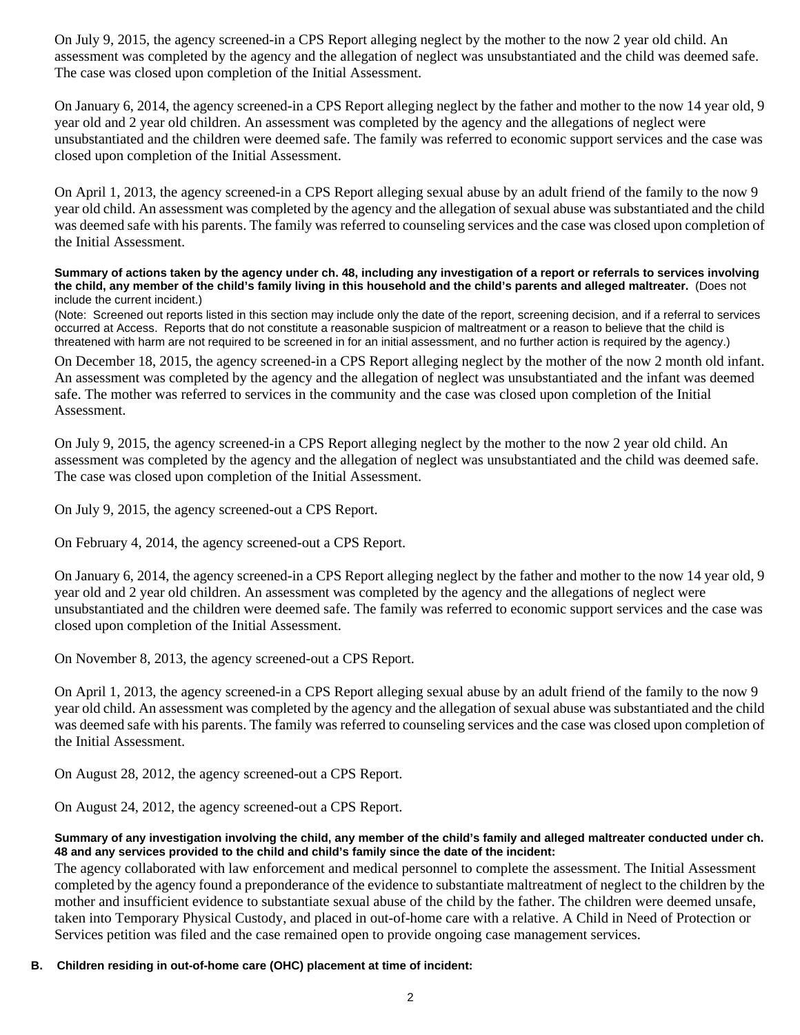On July 9, 2015, the agency screened-in a CPS Report alleging neglect by the mother to the now 2 year old child. An assessment was completed by the agency and the allegation of neglect was unsubstantiated and the child was deemed safe. The case was closed upon completion of the Initial Assessment.

On January 6, 2014, the agency screened-in a CPS Report alleging neglect by the father and mother to the now 14 year old, 9 year old and 2 year old children. An assessment was completed by the agency and the allegations of neglect were unsubstantiated and the children were deemed safe. The family was referred to economic support services and the case was closed upon completion of the Initial Assessment.

On April 1, 2013, the agency screened-in a CPS Report alleging sexual abuse by an adult friend of the family to the now 9 year old child. An assessment was completed by the agency and the allegation of sexual abuse was substantiated and the child was deemed safe with his parents. The family was referred to counseling services and the case was closed upon completion of the Initial Assessment.

**Summary of actions taken by the agency under ch. 48, including any investigation of a report or referrals to services involving the child, any member of the child's family living in this household and the child's parents and alleged maltreater.** (Does not include the current incident.)

(Note: Screened out reports listed in this section may include only the date of the report, screening decision, and if a referral to services occurred at Access. Reports that do not constitute a reasonable suspicion of maltreatment or a reason to believe that the child is threatened with harm are not required to be screened in for an initial assessment, and no further action is required by the agency.)

On December 18, 2015, the agency screened-in a CPS Report alleging neglect by the mother of the now 2 month old infant. An assessment was completed by the agency and the allegation of neglect was unsubstantiated and the infant was deemed safe. The mother was referred to services in the community and the case was closed upon completion of the Initial Assessment.

On July 9, 2015, the agency screened-in a CPS Report alleging neglect by the mother to the now 2 year old child. An assessment was completed by the agency and the allegation of neglect was unsubstantiated and the child was deemed safe. The case was closed upon completion of the Initial Assessment.

On July 9, 2015, the agency screened-out a CPS Report.

On February 4, 2014, the agency screened-out a CPS Report.

On January 6, 2014, the agency screened-in a CPS Report alleging neglect by the father and mother to the now 14 year old, 9 year old and 2 year old children. An assessment was completed by the agency and the allegations of neglect were unsubstantiated and the children were deemed safe. The family was referred to economic support services and the case was closed upon completion of the Initial Assessment.

On November 8, 2013, the agency screened-out a CPS Report.

On April 1, 2013, the agency screened-in a CPS Report alleging sexual abuse by an adult friend of the family to the now 9 year old child. An assessment was completed by the agency and the allegation of sexual abuse was substantiated and the child was deemed safe with his parents. The family was referred to counseling services and the case was closed upon completion of the Initial Assessment.

On August 28, 2012, the agency screened-out a CPS Report.

On August 24, 2012, the agency screened-out a CPS Report.

**Summary of any investigation involving the child, any member of the child's family and alleged maltreater conducted under ch. 48 and any services provided to the child and child's family since the date of the incident:**

The agency collaborated with law enforcement and medical personnel to complete the assessment. The Initial Assessment completed by the agency found a preponderance of the evidence to substantiate maltreatment of neglect to the children by the mother and insufficient evidence to substantiate sexual abuse of the child by the father. The children were deemed unsafe, taken into Temporary Physical Custody, and placed in out-of-home care with a relative. A Child in Need of Protection or Services petition was filed and the case remained open to provide ongoing case management services.

**B. Children residing in out-of-home care (OHC) placement at time of incident:**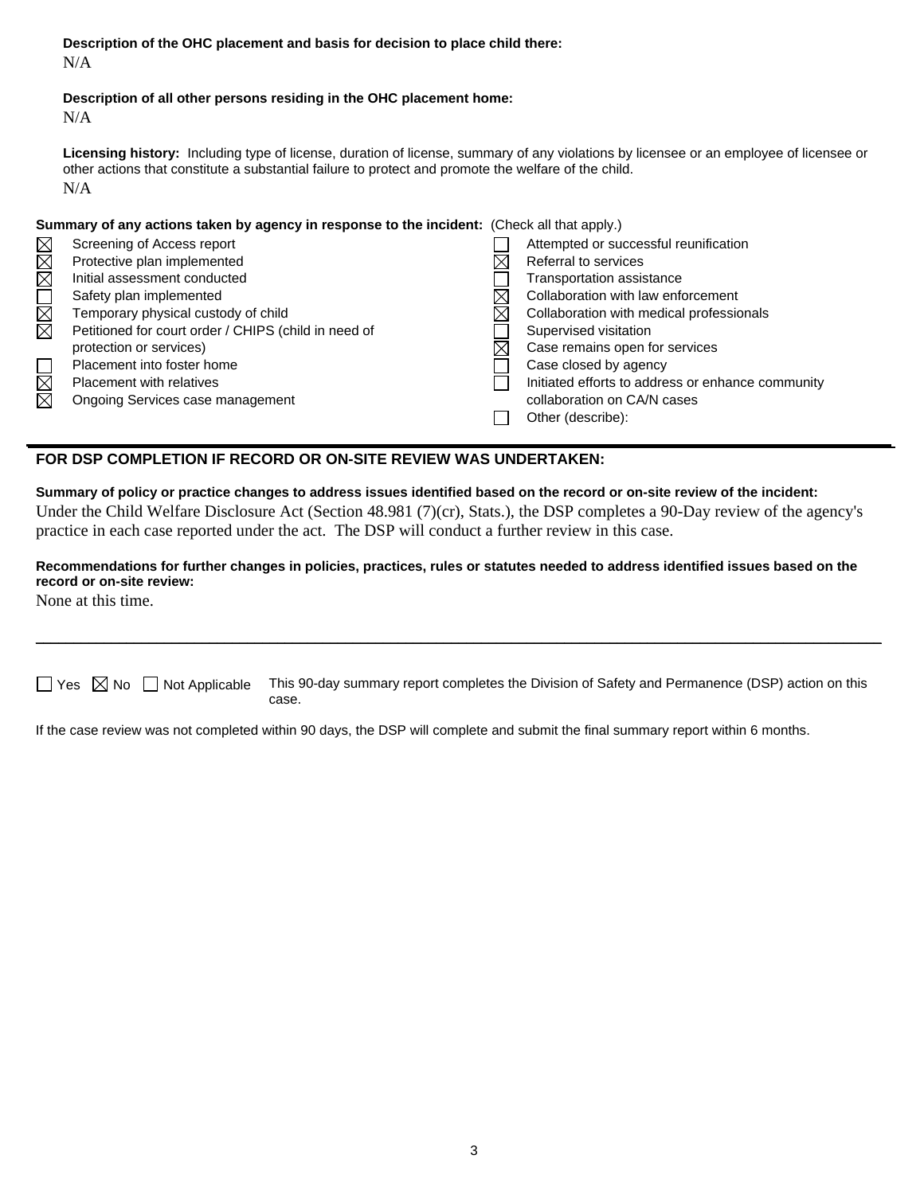**Description of the OHC placement and basis for decision to place child there:**

N/A

**Description of all other persons residing in the OHC placement home:**

N/A

**Licensing history:** Including type of license, duration of license, summary of any violations by licensee or an employee of licensee or other actions that constitute a substantial failure to protect and promote the welfare of the child.

N/A

**Summary of any actions taken by agency in response to the incident:** (Check all that apply.)

- ☒ Screening of Access report
- ☒ Protective plan implemented
- ☒ Initial assessment conducted
- ☐ Safety plan implemented
- ☒ Temporary physical custody of child
- ☒ Petitioned for court order / CHIPS (child in need of protection or services)
- ☐ Placement into foster home
- ☒ Placement with relatives
- ☒ Ongoing Services case management
- ☐ Attempted or successful reunification
- ☒ Referral to services
- ☐ Transportation assistance
- ☒ Collaboration with law enforcement
- ☒ Collaboration with medical professionals
- ☐ Supervised visitation
- ☒ Case remains open for services
- ☐ Case closed by agency
- ☐ Initiated efforts to address or enhance community collaboration on CA/N cases
- ☐ Other (describe):

---

## FOR DSP COMPLETION IF RECORD OR ON-SITE REVIEW WAS UNDERTAKEN:

**Summary of policy or practice changes to address issues identified based on the record or on-site review of the incident:**

Under the Child Welfare Disclosure Act (Section 48.981 (7)(cr), Stats.), the DSP completes a 90-Day review of the agency's practice in each case reported under the act. The DSP will conduct a further review in this case.

**Recommendations for further changes in policies, practices, rules or statutes needed to address identified issues based on the record or on-site review:**

None at this time.

---

☐ Yes ☒ No ☐ Not Applicable — This 90-day summary report completes the Division of Safety and Permanence (DSP) action on this case.

If the case review was not completed within 90 days, the DSP will complete and submit the final summary report within 6 months.